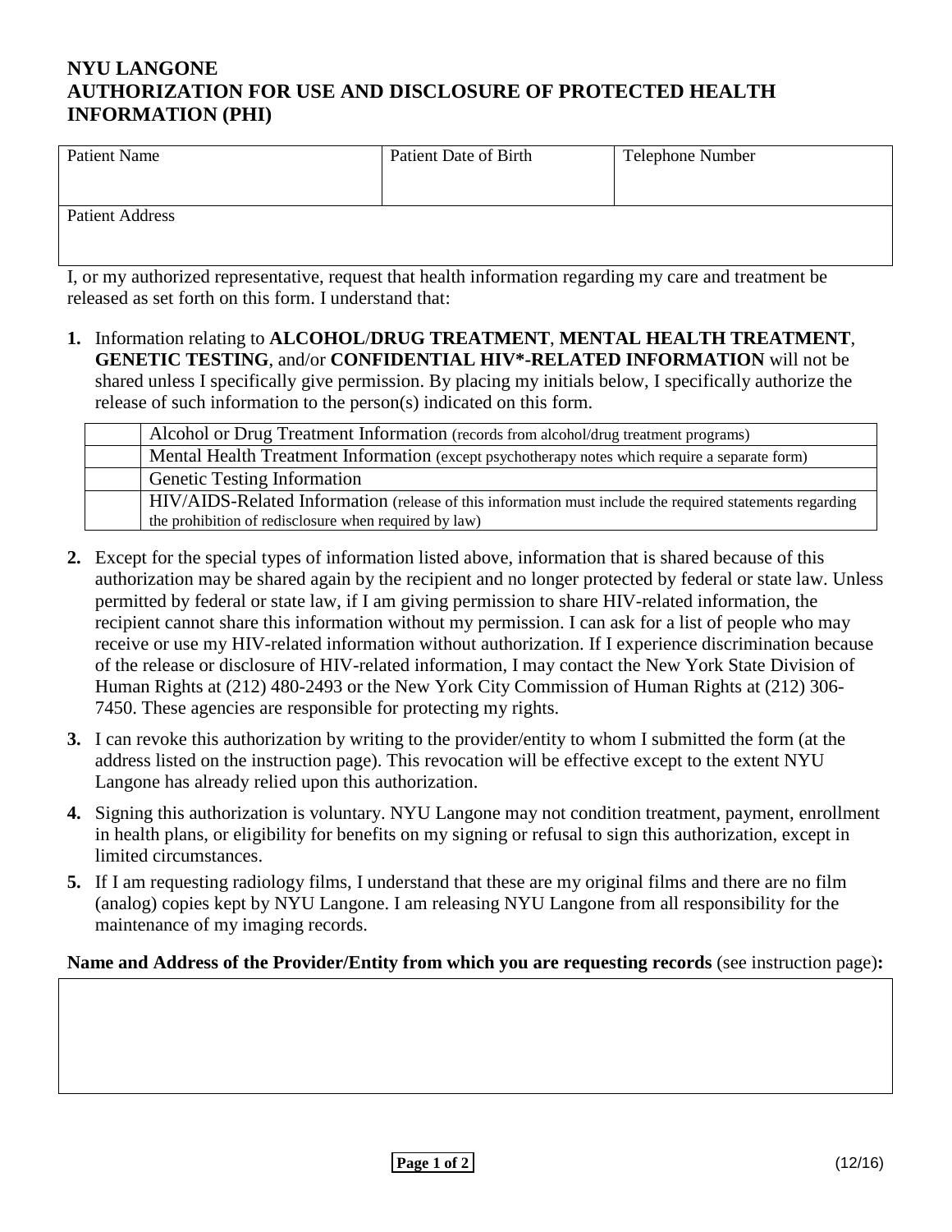# NYU LANGONE
# AUTHORIZATION FOR USE AND DISCLOSURE OF PROTECTED HEALTH INFORMATION (PHI)

| Patient Name | Patient Date of Birth | Telephone Number |
|---|---|---|
| | | |

| Patient Address |
|---|
| |

I, or my authorized representative, request that health information regarding my care and treatment be released as set forth on this form. I understand that:

1. Information relating to **ALCOHOL/DRUG TREATMENT**, **MENTAL HEALTH TREATMENT**, **GENETIC TESTING**, and/or **CONFIDENTIAL HIV*-RELATED INFORMATION** will not be shared unless I specifically give permission. By placing my initials below, I specifically authorize the release of such information to the person(s) indicated on this form.

| | |
|---|---|
| | Alcohol or Drug Treatment Information (records from alcohol/drug treatment programs) |
| | Mental Health Treatment Information (except psychotherapy notes which require a separate form) |
| | Genetic Testing Information |
| | HIV/AIDS-Related Information (release of this information must include the required statements regarding the prohibition of redisclosure when required by law) |

2. Except for the special types of information listed above, information that is shared because of this authorization may be shared again by the recipient and no longer protected by federal or state law. Unless permitted by federal or state law, if I am giving permission to share HIV-related information, the recipient cannot share this information without my permission. I can ask for a list of people who may receive or use my HIV-related information without authorization. If I experience discrimination because of the release or disclosure of HIV-related information, I may contact the New York State Division of Human Rights at (212) 480-2493 or the New York City Commission of Human Rights at (212) 306-7450. These agencies are responsible for protecting my rights.

3. I can revoke this authorization by writing to the provider/entity to whom I submitted the form (at the address listed on the instruction page). This revocation will be effective except to the extent NYU Langone has already relied upon this authorization.

4. Signing this authorization is voluntary. NYU Langone may not condition treatment, payment, enrollment in health plans, or eligibility for benefits on my signing or refusal to sign this authorization, except in limited circumstances.

5. If I am requesting radiology films, I understand that these are my original films and there are no film (analog) copies kept by NYU Langone. I am releasing NYU Langone from all responsibility for the maintenance of my imaging records.

**Name and Address of the Provider/Entity from which you are requesting records** (see instruction page)**:**

| |
|---|
| |

(12/16)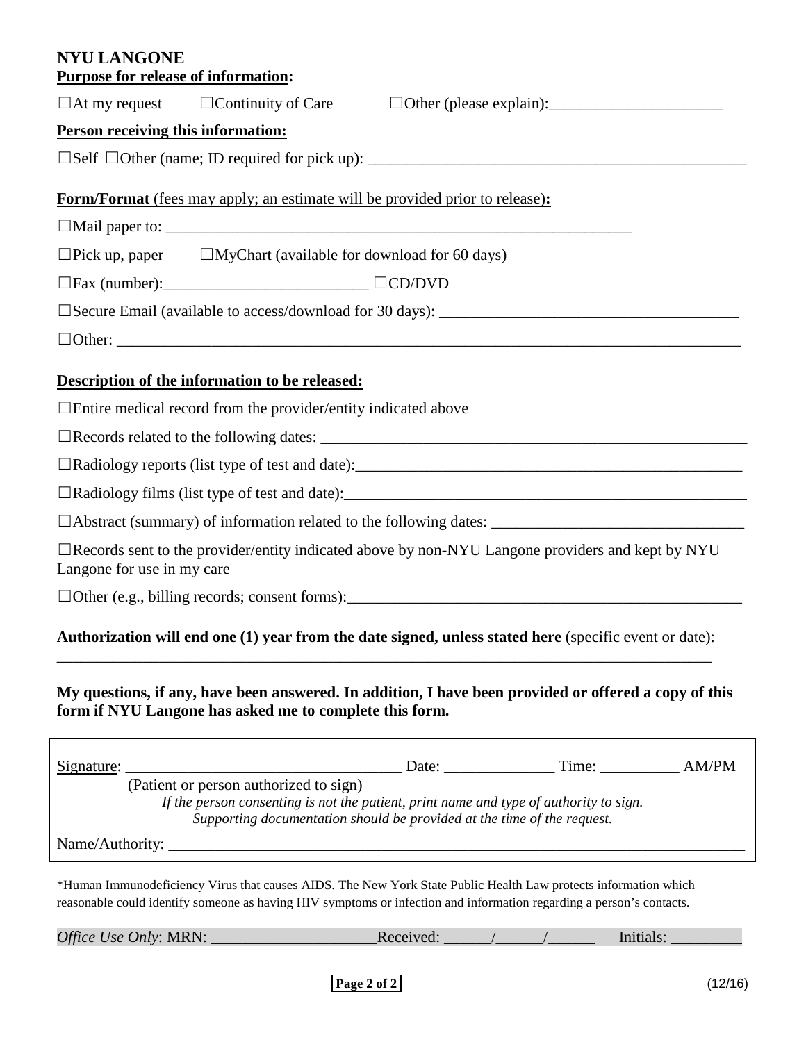**NYU LANGONE**

**Purpose for release of information:**

☐At my request ☐Continuity of Care ☐Other (please explain):______________________

**Person receiving this information:**

☐Self ☐Other (name; ID required for pick up): __________________________________________________

**Form/Format** (fees may apply; an estimate will be provided prior to release)**:**

☐Mail paper to: ______________________________________________________________

☐Pick up, paper ☐MyChart (available for download for 60 days)

☐Fax (number):__________________________ ☐CD/DVD

☐Secure Email (available to access/download for 30 days): ______________________________________

☐Other: _________________________________________________________________________________

**Description of the information to be released:**

☐Entire medical record from the provider/entity indicated above

☐Records related to the following dates: _________________________________________________________

☐Radiology reports (list type of test and date):___________________________________________________

☐Radiology films (list type of test and date):______________________________________________________

☐Abstract (summary) of information related to the following dates: ________________________________

☐Records sent to the provider/entity indicated above by non-NYU Langone providers and kept by NYU Langone for use in my care

☐Other (e.g., billing records; consent forms):_____________________________________________________

**Authorization will end one (1) year from the date signed, unless stated here** (specific event or date):

_________________________________________________________________________________________

**My questions, if any, have been answered. In addition, I have been provided or offered a copy of this form if NYU Langone has asked me to complete this form.**

Signature: ___________________________________ Date: ______________ Time: __________ AM/PM

(Patient or person authorized to sign)

*If the person consenting is not the patient, print name and type of authority to sign.*
*Supporting documentation should be provided at the time of the request.*

Name/Authority: ______________________________________________________________________________

*Human Immunodeficiency Virus that causes AIDS. The New York State Public Health Law protects information which reasonable could identify someone as having HIV symptoms or infection and information regarding a person's contacts.

*Office Use Only*: MRN: _____________________Received: ______/______/______ Initials: _________

(12/16)